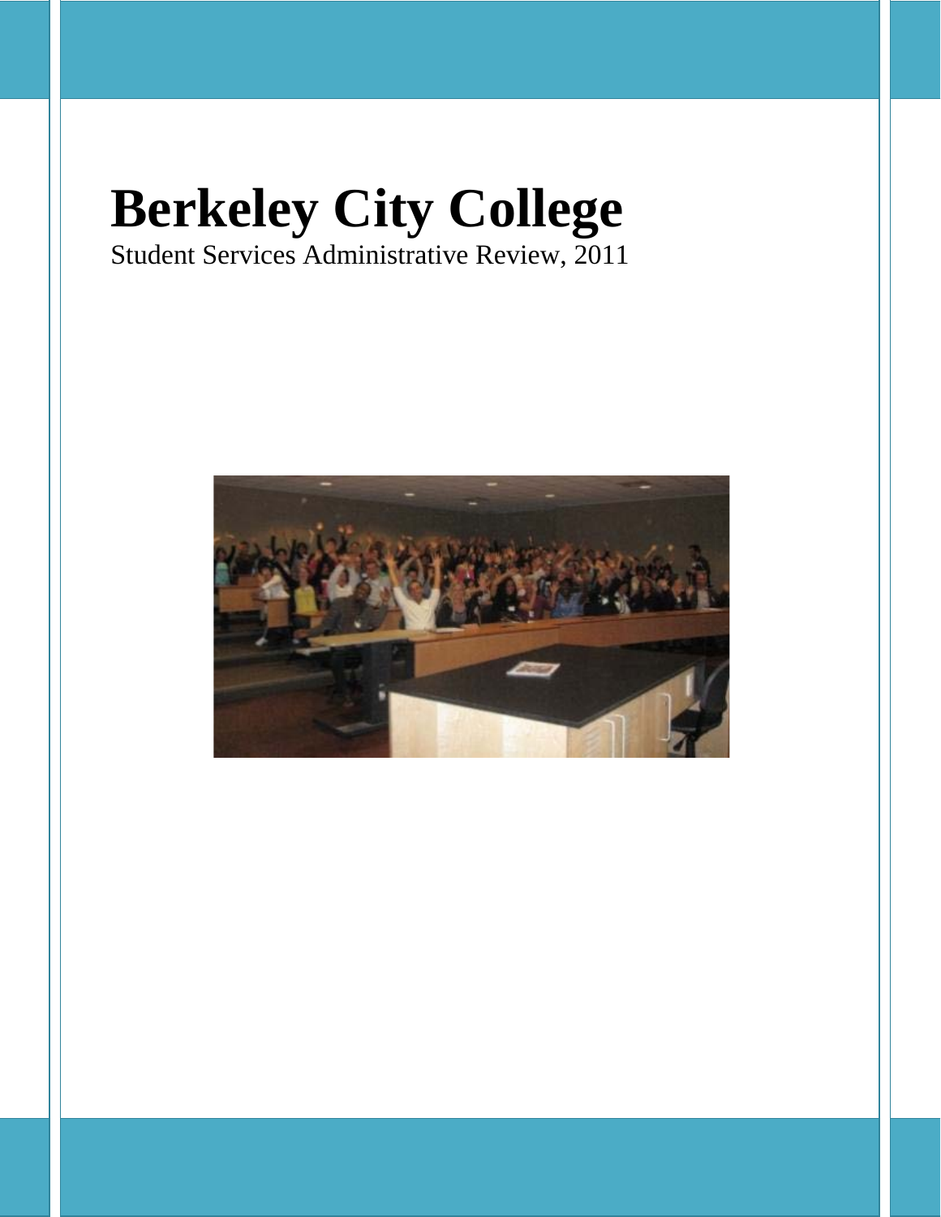# Berkeley City College

Student Services Administrative Review, 2011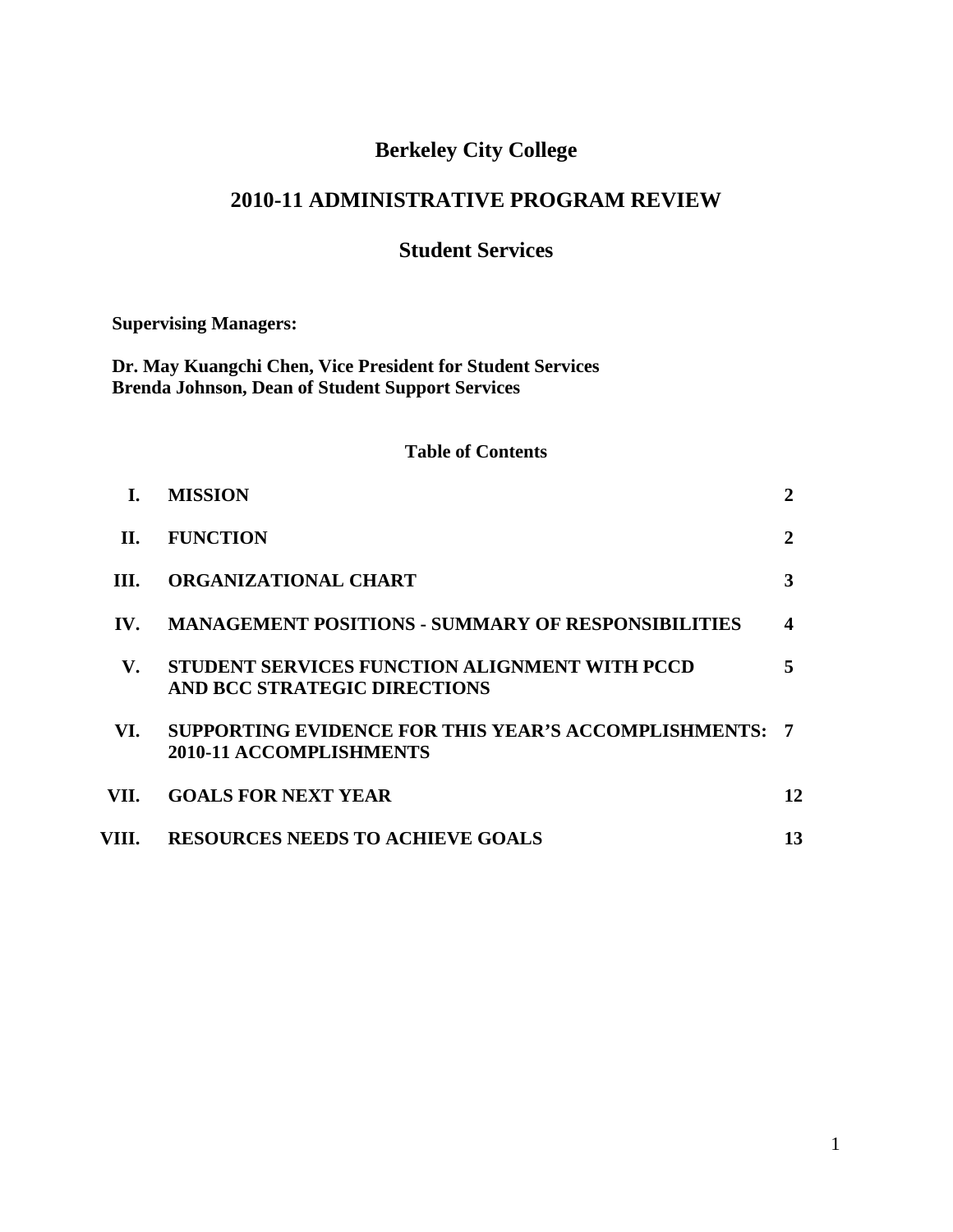# Berkeley City College

## 2010-11 ADMINISTRATIVE PROGRAM REVIEW

## Student Services

**Supervising Managers:**

**Dr. May Kuangchi Chen, Vice President for Student Services**
**Brenda Johnson, Dean of Student Support Services**

### Table of Contents

| | | |
|---|---|---|
| **I.** | **MISSION** | **2** |
| **II.** | **FUNCTION** | **2** |
| **III.** | **ORGANIZATIONAL CHART** | **3** |
| **IV.** | **MANAGEMENT POSITIONS - SUMMARY OF RESPONSIBILITIES** | **4** |
| **V.** | **STUDENT SERVICES FUNCTION ALIGNMENT WITH PCCD AND BCC STRATEGIC DIRECTIONS** | **5** |
| **VI.** | **SUPPORTING EVIDENCE FOR THIS YEAR'S ACCOMPLISHMENTS: 2010-11 ACCOMPLISHMENTS** | **7** |
| **VII.** | **GOALS FOR NEXT YEAR** | **12** |
| **VIII.** | **RESOURCES NEEDS TO ACHIEVE GOALS** | **13** |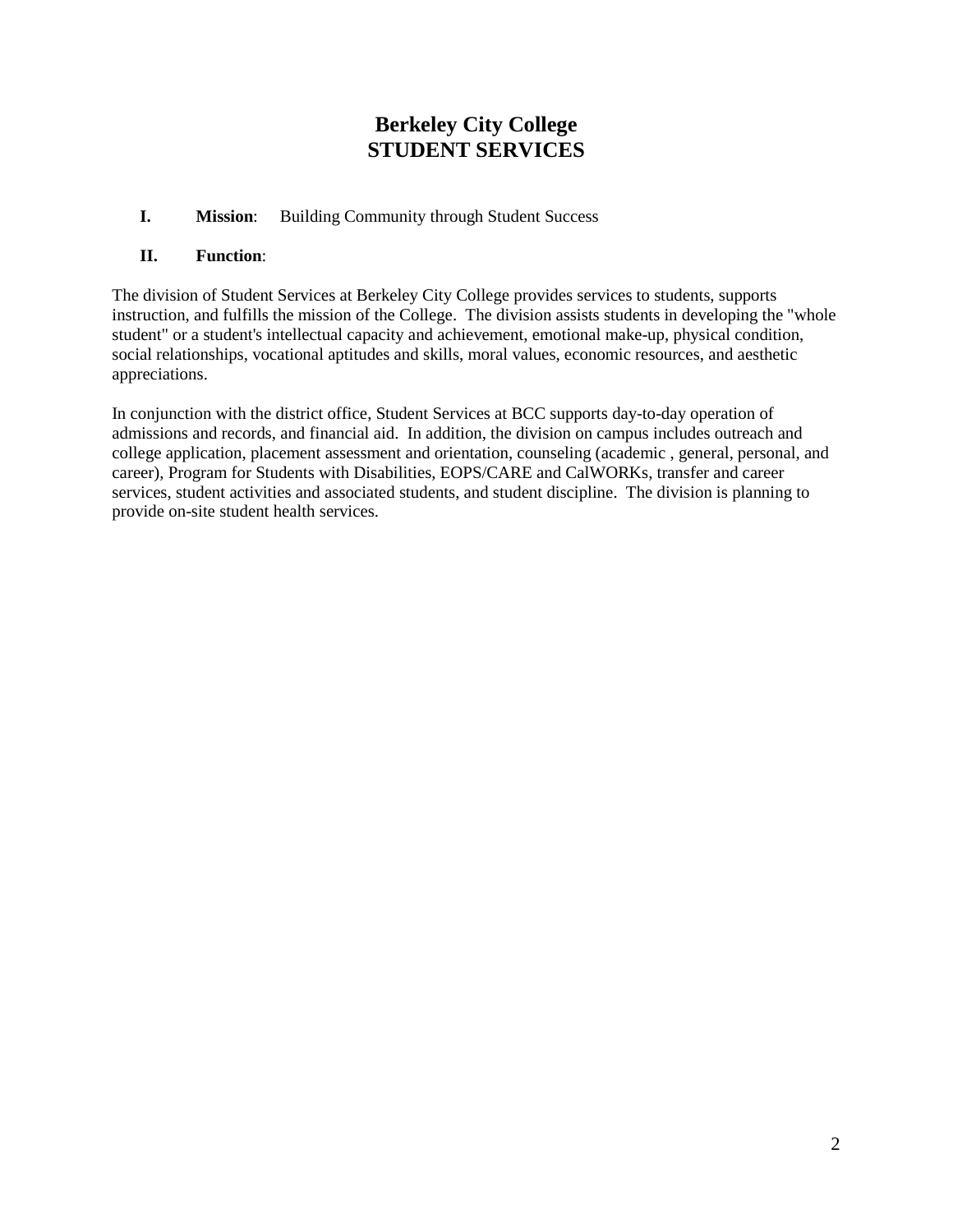# Berkeley City College
# STUDENT SERVICES

**I. Mission**: Building Community through Student Success

**II. Function**:

The division of Student Services at Berkeley City College provides services to students, supports instruction, and fulfills the mission of the College. The division assists students in developing the "whole student" or a student's intellectual capacity and achievement, emotional make-up, physical condition, social relationships, vocational aptitudes and skills, moral values, economic resources, and aesthetic appreciations.

In conjunction with the district office, Student Services at BCC supports day-to-day operation of admissions and records, and financial aid. In addition, the division on campus includes outreach and college application, placement assessment and orientation, counseling (academic , general, personal, and career), Program for Students with Disabilities, EOPS/CARE and CalWORKs, transfer and career services, student activities and associated students, and student discipline. The division is planning to provide on-site student health services.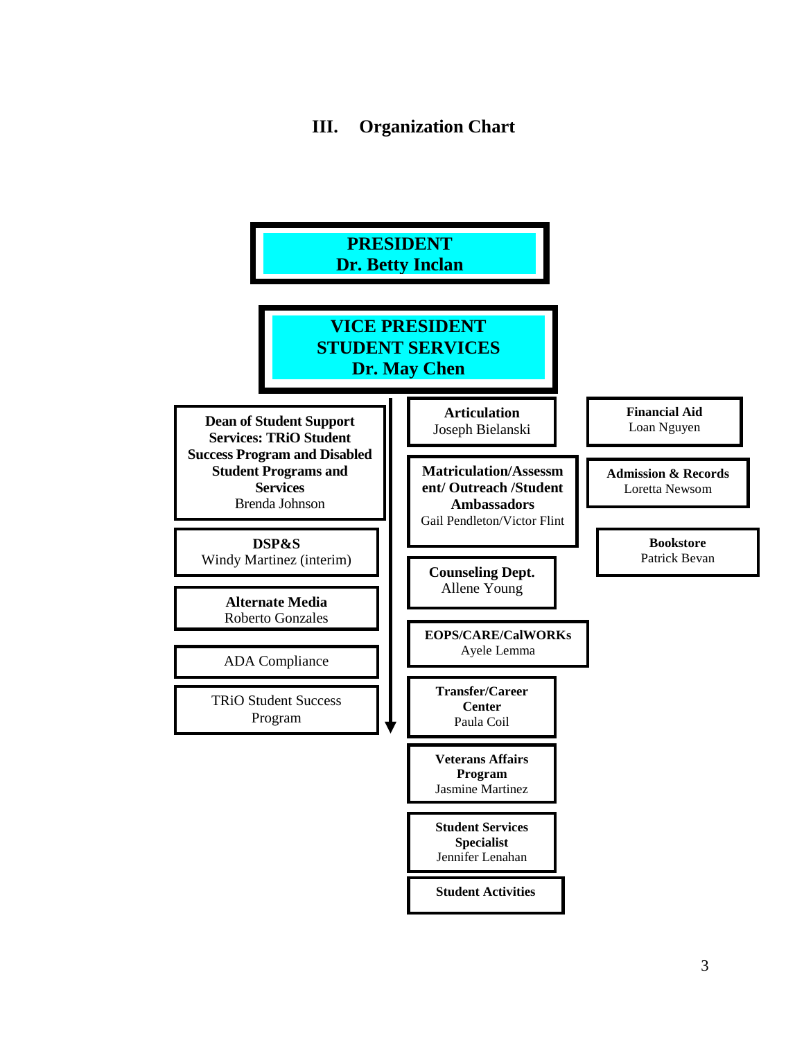## III. Organization Chart

**PRESIDENT**
**Dr. Betty Inclan**

**VICE PRESIDENT STUDENT SERVICES**
**Dr. May Chen**

- **Dean of Student Support Services: TRiO Student Success Program and Disabled Student Programs and Services**
  Brenda Johnson
  - **DSP&S**
    Windy Martinez (interim)
  - **Alternate Media**
    Roberto Gonzales
  - ADA Compliance
  - TRiO Student Success Program
- **Articulation**
  Joseph Bielanski
- **Matriculation/Assessment/ Outreach /Student Ambassadors**
  Gail Pendleton/Victor Flint
- **Counseling Dept.**
  Allene Young
- **EOPS/CARE/CalWORKs**
  Ayele Lemma
- **Transfer/Career Center**
  Paula Coil
- **Veterans Affairs Program**
  Jasmine Martinez
- **Student Services Specialist**
  Jennifer Lenahan
- **Student Activities**
- **Financial Aid**
  Loan Nguyen
- **Admission & Records**
  Loretta Newsom
- **Bookstore**
  Patrick Bevan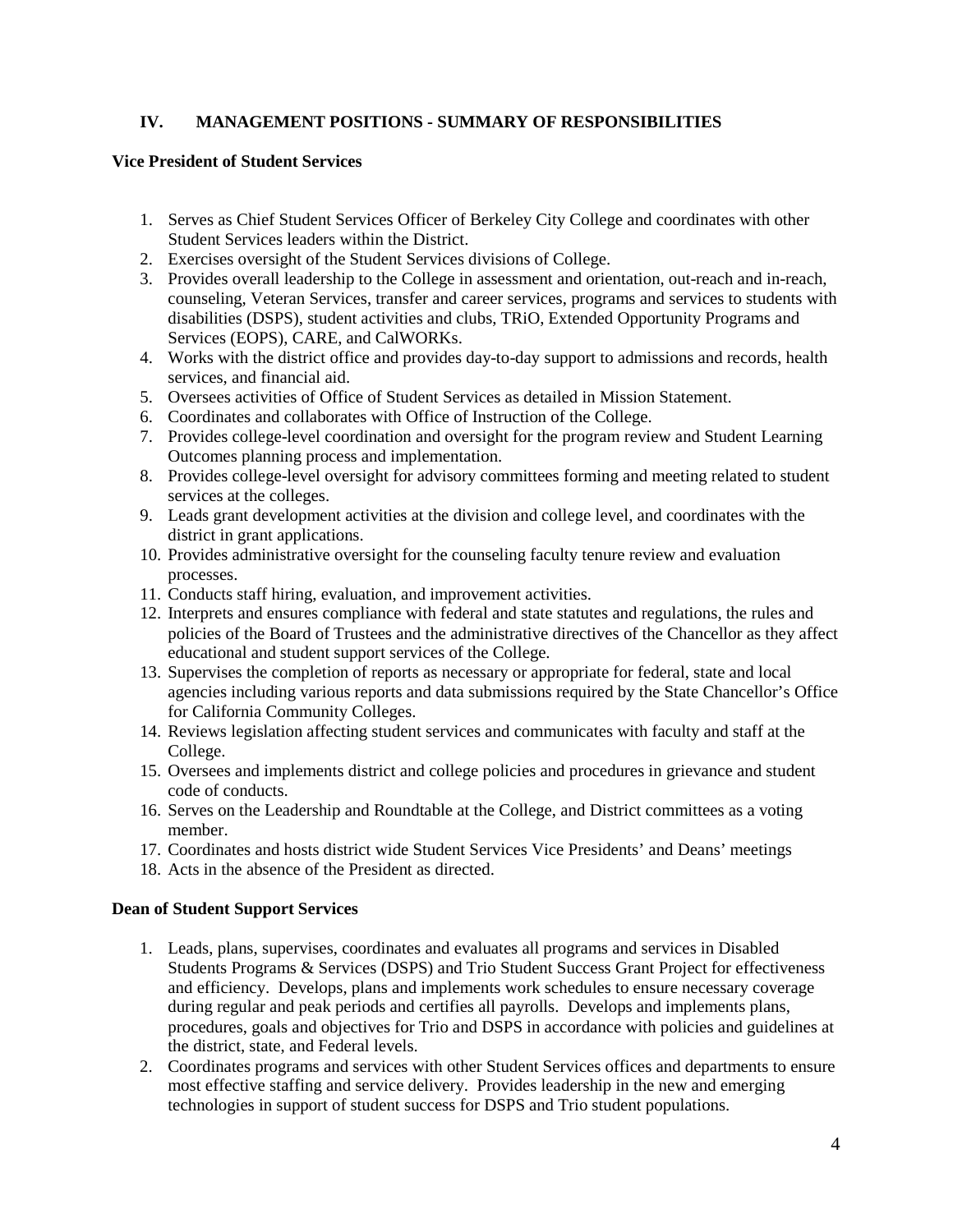## IV. MANAGEMENT POSITIONS - SUMMARY OF RESPONSIBILITIES

### Vice President of Student Services

1. Serves as Chief Student Services Officer of Berkeley City College and coordinates with other Student Services leaders within the District.
2. Exercises oversight of the Student Services divisions of College.
3. Provides overall leadership to the College in assessment and orientation, out-reach and in-reach, counseling, Veteran Services, transfer and career services, programs and services to students with disabilities (DSPS), student activities and clubs, TRiO, Extended Opportunity Programs and Services (EOPS), CARE, and CalWORKs.
4. Works with the district office and provides day-to-day support to admissions and records, health services, and financial aid.
5. Oversees activities of Office of Student Services as detailed in Mission Statement.
6. Coordinates and collaborates with Office of Instruction of the College.
7. Provides college-level coordination and oversight for the program review and Student Learning Outcomes planning process and implementation.
8. Provides college-level oversight for advisory committees forming and meeting related to student services at the colleges.
9. Leads grant development activities at the division and college level, and coordinates with the district in grant applications.
10. Provides administrative oversight for the counseling faculty tenure review and evaluation processes.
11. Conducts staff hiring, evaluation, and improvement activities.
12. Interprets and ensures compliance with federal and state statutes and regulations, the rules and policies of the Board of Trustees and the administrative directives of the Chancellor as they affect educational and student support services of the College.
13. Supervises the completion of reports as necessary or appropriate for federal, state and local agencies including various reports and data submissions required by the State Chancellor's Office for California Community Colleges.
14. Reviews legislation affecting student services and communicates with faculty and staff at the College.
15. Oversees and implements district and college policies and procedures in grievance and student code of conducts.
16. Serves on the Leadership and Roundtable at the College, and District committees as a voting member.
17. Coordinates and hosts district wide Student Services Vice Presidents' and Deans' meetings
18. Acts in the absence of the President as directed.

### Dean of Student Support Services

1. Leads, plans, supervises, coordinates and evaluates all programs and services in Disabled Students Programs & Services (DSPS) and Trio Student Success Grant Project for effectiveness and efficiency. Develops, plans and implements work schedules to ensure necessary coverage during regular and peak periods and certifies all payrolls. Develops and implements plans, procedures, goals and objectives for Trio and DSPS in accordance with policies and guidelines at the district, state, and Federal levels.
2. Coordinates programs and services with other Student Services offices and departments to ensure most effective staffing and service delivery. Provides leadership in the new and emerging technologies in support of student success for DSPS and Trio student populations.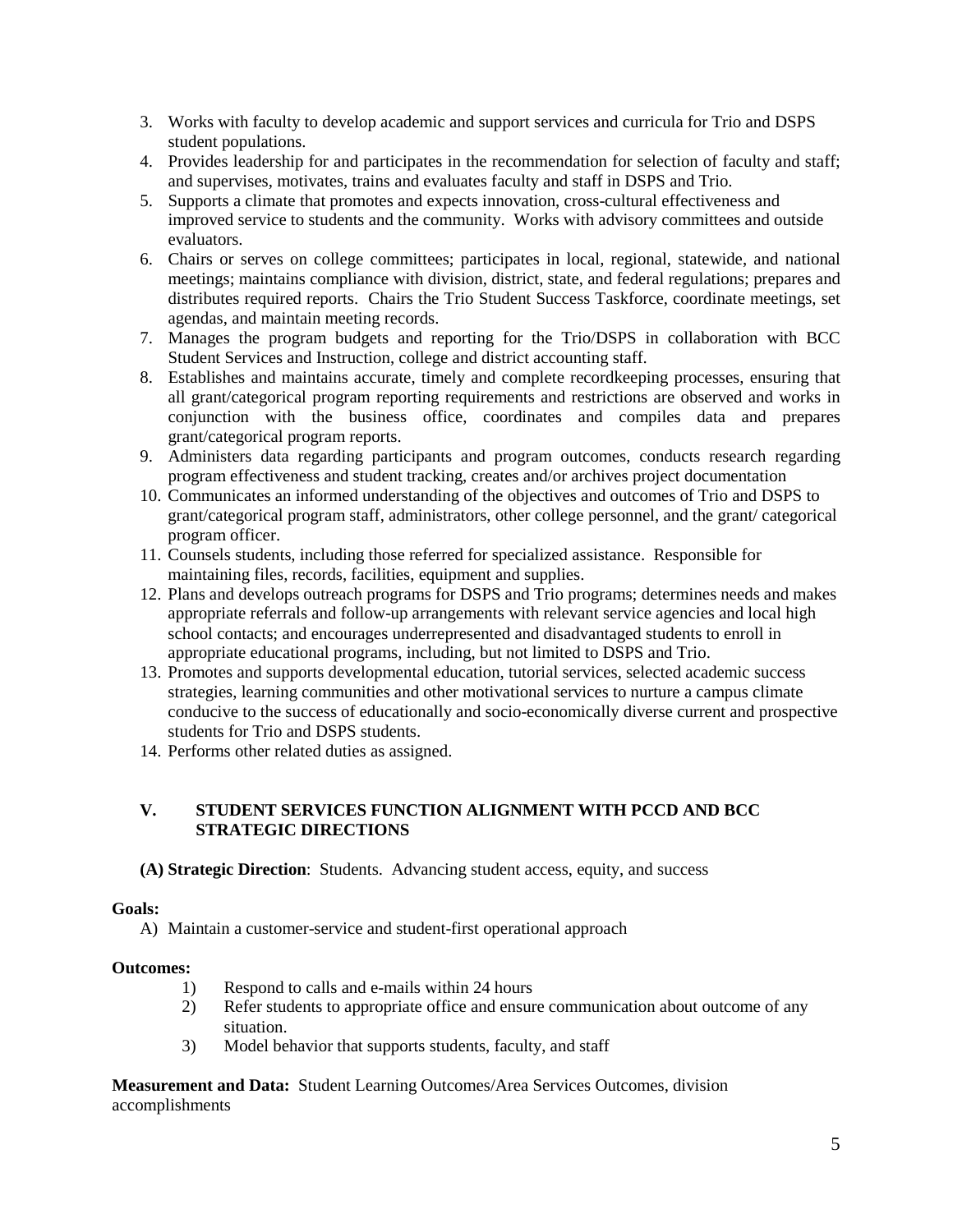3. Works with faculty to develop academic and support services and curricula for Trio and DSPS student populations.
4. Provides leadership for and participates in the recommendation for selection of faculty and staff; and supervises, motivates, trains and evaluates faculty and staff in DSPS and Trio.
5. Supports a climate that promotes and expects innovation, cross-cultural effectiveness and improved service to students and the community. Works with advisory committees and outside evaluators.
6. Chairs or serves on college committees; participates in local, regional, statewide, and national meetings; maintains compliance with division, district, state, and federal regulations; prepares and distributes required reports. Chairs the Trio Student Success Taskforce, coordinate meetings, set agendas, and maintain meeting records.
7. Manages the program budgets and reporting for the Trio/DSPS in collaboration with BCC Student Services and Instruction, college and district accounting staff.
8. Establishes and maintains accurate, timely and complete recordkeeping processes, ensuring that all grant/categorical program reporting requirements and restrictions are observed and works in conjunction with the business office, coordinates and compiles data and prepares grant/categorical program reports.
9. Administers data regarding participants and program outcomes, conducts research regarding program effectiveness and student tracking, creates and/or archives project documentation
10. Communicates an informed understanding of the objectives and outcomes of Trio and DSPS to grant/categorical program staff, administrators, other college personnel, and the grant/ categorical program officer.
11. Counsels students, including those referred for specialized assistance. Responsible for maintaining files, records, facilities, equipment and supplies.
12. Plans and develops outreach programs for DSPS and Trio programs; determines needs and makes appropriate referrals and follow-up arrangements with relevant service agencies and local high school contacts; and encourages underrepresented and disadvantaged students to enroll in appropriate educational programs, including, but not limited to DSPS and Trio.
13. Promotes and supports developmental education, tutorial services, selected academic success strategies, learning communities and other motivational services to nurture a campus climate conducive to the success of educationally and socio-economically diverse current and prospective students for Trio and DSPS students.
14. Performs other related duties as assigned.

## V. STUDENT SERVICES FUNCTION ALIGNMENT WITH PCCD AND BCC STRATEGIC DIRECTIONS

**(A) Strategic Direction**: Students. Advancing student access, equity, and success

**Goals:**

A) Maintain a customer-service and student-first operational approach

**Outcomes:**

1) Respond to calls and e-mails within 24 hours
2) Refer students to appropriate office and ensure communication about outcome of any situation.
3) Model behavior that supports students, faculty, and staff

**Measurement and Data:** Student Learning Outcomes/Area Services Outcomes, division accomplishments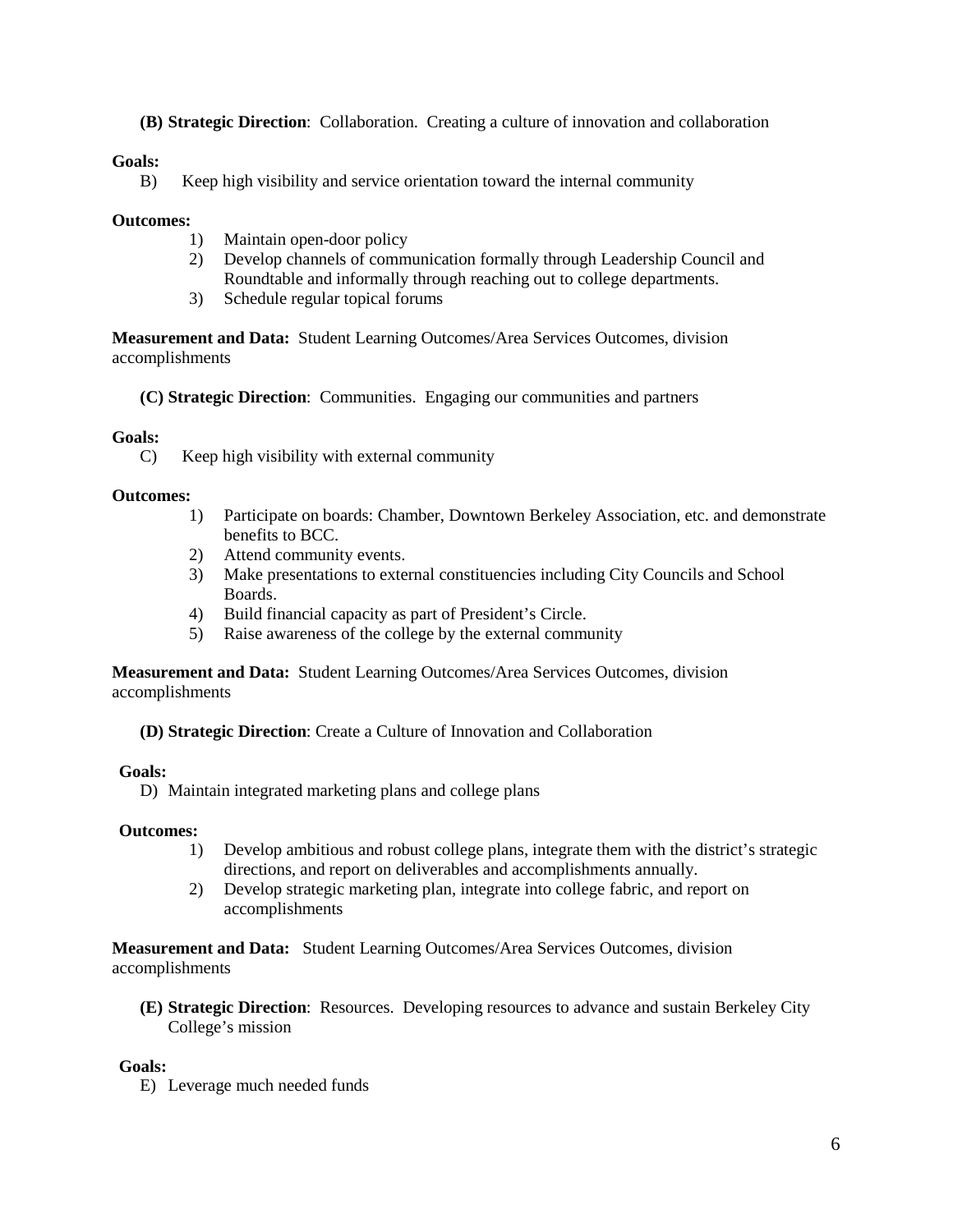**(B) Strategic Direction**: Collaboration. Creating a culture of innovation and collaboration

**Goals:**

B) Keep high visibility and service orientation toward the internal community

**Outcomes:**

1) Maintain open-door policy
2) Develop channels of communication formally through Leadership Council and Roundtable and informally through reaching out to college departments.
3) Schedule regular topical forums

**Measurement and Data:** Student Learning Outcomes/Area Services Outcomes, division accomplishments

**(C) Strategic Direction**: Communities. Engaging our communities and partners

**Goals:**

C) Keep high visibility with external community

**Outcomes:**

1) Participate on boards: Chamber, Downtown Berkeley Association, etc. and demonstrate benefits to BCC.
2) Attend community events.
3) Make presentations to external constituencies including City Councils and School Boards.
4) Build financial capacity as part of President's Circle.
5) Raise awareness of the college by the external community

**Measurement and Data:** Student Learning Outcomes/Area Services Outcomes, division accomplishments

**(D) Strategic Direction**: Create a Culture of Innovation and Collaboration

**Goals:**

D) Maintain integrated marketing plans and college plans

**Outcomes:**

1) Develop ambitious and robust college plans, integrate them with the district's strategic directions, and report on deliverables and accomplishments annually.
2) Develop strategic marketing plan, integrate into college fabric, and report on accomplishments

**Measurement and Data:** Student Learning Outcomes/Area Services Outcomes, division accomplishments

**(E) Strategic Direction**: Resources. Developing resources to advance and sustain Berkeley City College's mission

**Goals:**

E) Leverage much needed funds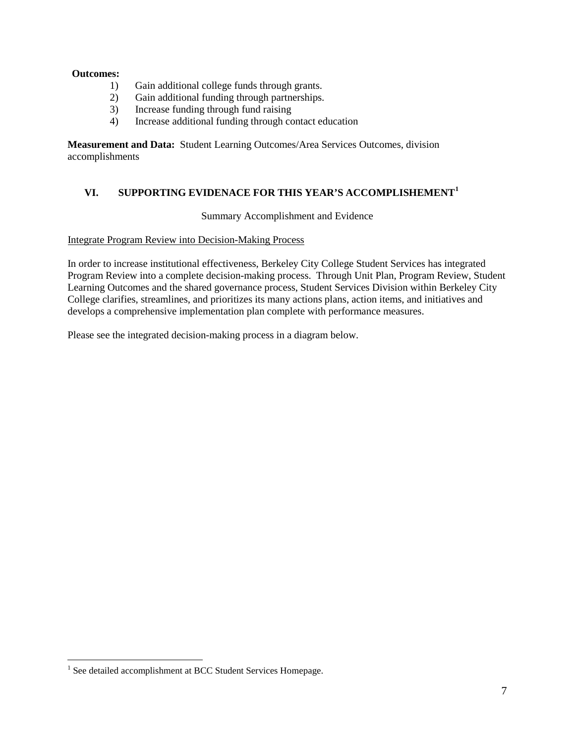**Outcomes:**

1) Gain additional college funds through grants.
2) Gain additional funding through partnerships.
3) Increase funding through fund raising
4) Increase additional funding through contact education

**Measurement and Data:** Student Learning Outcomes/Area Services Outcomes, division accomplishments

## VI. SUPPORTING EVIDENACE FOR THIS YEAR'S ACCOMPLISHEMENT[1]

Summary Accomplishment and Evidence

<u>Integrate Program Review into Decision-Making Process</u>

In order to increase institutional effectiveness, Berkeley City College Student Services has integrated Program Review into a complete decision-making process. Through Unit Plan, Program Review, Student Learning Outcomes and the shared governance process, Student Services Division within Berkeley City College clarifies, streamlines, and prioritizes its many actions plans, action items, and initiatives and develops a comprehensive implementation plan complete with performance measures.

Please see the integrated decision-making process in a diagram below.

[1] See detailed accomplishment at BCC Student Services Homepage.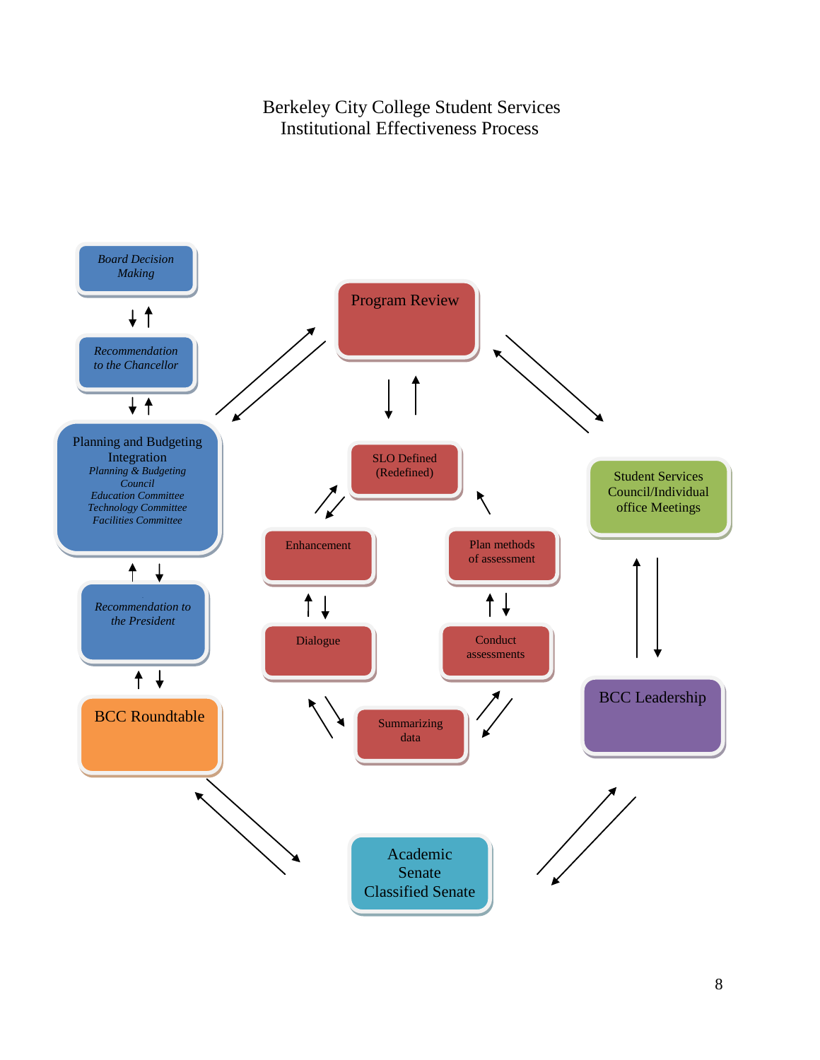# Berkeley City College Student Services
# Institutional Effectiveness Process

*Board Decision Making*

*Recommendation to the Chancellor*

Planning and Budgeting Integration
*Planning & Budgeting Council*
*Education Committee*
*Technology Committee*
*Facilities Committee*

*Recommendation to the President*

BCC Roundtable

Program Review

SLO Defined (Redefined)

Enhancement

Plan methods of assessment

Dialogue

Conduct assessments

Summarizing data

Student Services Council/Individual office Meetings

BCC Leadership

Academic Senate
Classified Senate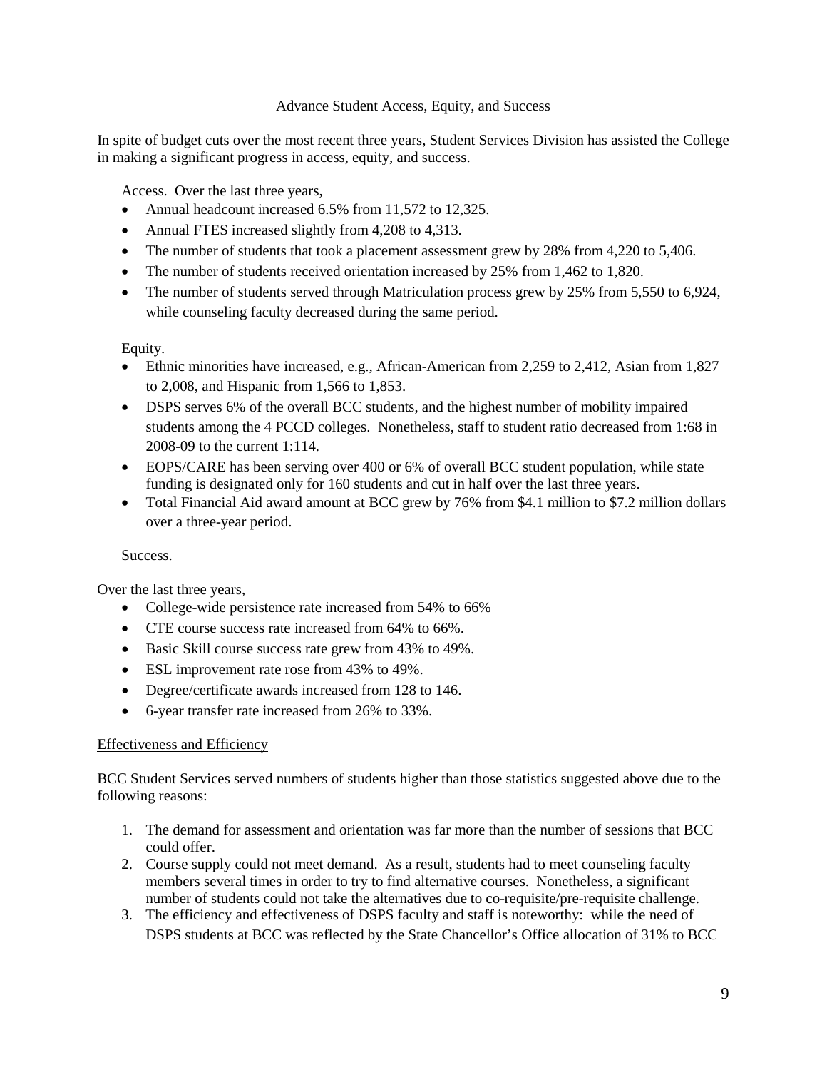## Advance Student Access, Equity, and Success

In spite of budget cuts over the most recent three years, Student Services Division has assisted the College in making a significant progress in access, equity, and success.

Access. Over the last three years,

- Annual headcount increased 6.5% from 11,572 to 12,325.
- Annual FTES increased slightly from 4,208 to 4,313.
- The number of students that took a placement assessment grew by 28% from 4,220 to 5,406.
- The number of students received orientation increased by 25% from 1,462 to 1,820.
- The number of students served through Matriculation process grew by 25% from 5,550 to 6,924, while counseling faculty decreased during the same period.

Equity.

- Ethnic minorities have increased, e.g., African-American from 2,259 to 2,412, Asian from 1,827 to 2,008, and Hispanic from 1,566 to 1,853.
- DSPS serves 6% of the overall BCC students, and the highest number of mobility impaired students among the 4 PCCD colleges. Nonetheless, staff to student ratio decreased from 1:68 in 2008-09 to the current 1:114.
- EOPS/CARE has been serving over 400 or 6% of overall BCC student population, while state funding is designated only for 160 students and cut in half over the last three years.
- Total Financial Aid award amount at BCC grew by 76% from $4.1 million to $7.2 million dollars over a three-year period.

Success.

Over the last three years,

- College-wide persistence rate increased from 54% to 66%
- CTE course success rate increased from 64% to 66%.
- Basic Skill course success rate grew from 43% to 49%.
- ESL improvement rate rose from 43% to 49%.
- Degree/certificate awards increased from 128 to 146.
- 6-year transfer rate increased from 26% to 33%.

## Effectiveness and Efficiency

BCC Student Services served numbers of students higher than those statistics suggested above due to the following reasons:

1. The demand for assessment and orientation was far more than the number of sessions that BCC could offer.
2. Course supply could not meet demand. As a result, students had to meet counseling faculty members several times in order to try to find alternative courses. Nonetheless, a significant number of students could not take the alternatives due to co-requisite/pre-requisite challenge.
3. The efficiency and effectiveness of DSPS faculty and staff is noteworthy: while the need of DSPS students at BCC was reflected by the State Chancellor's Office allocation of 31% to BCC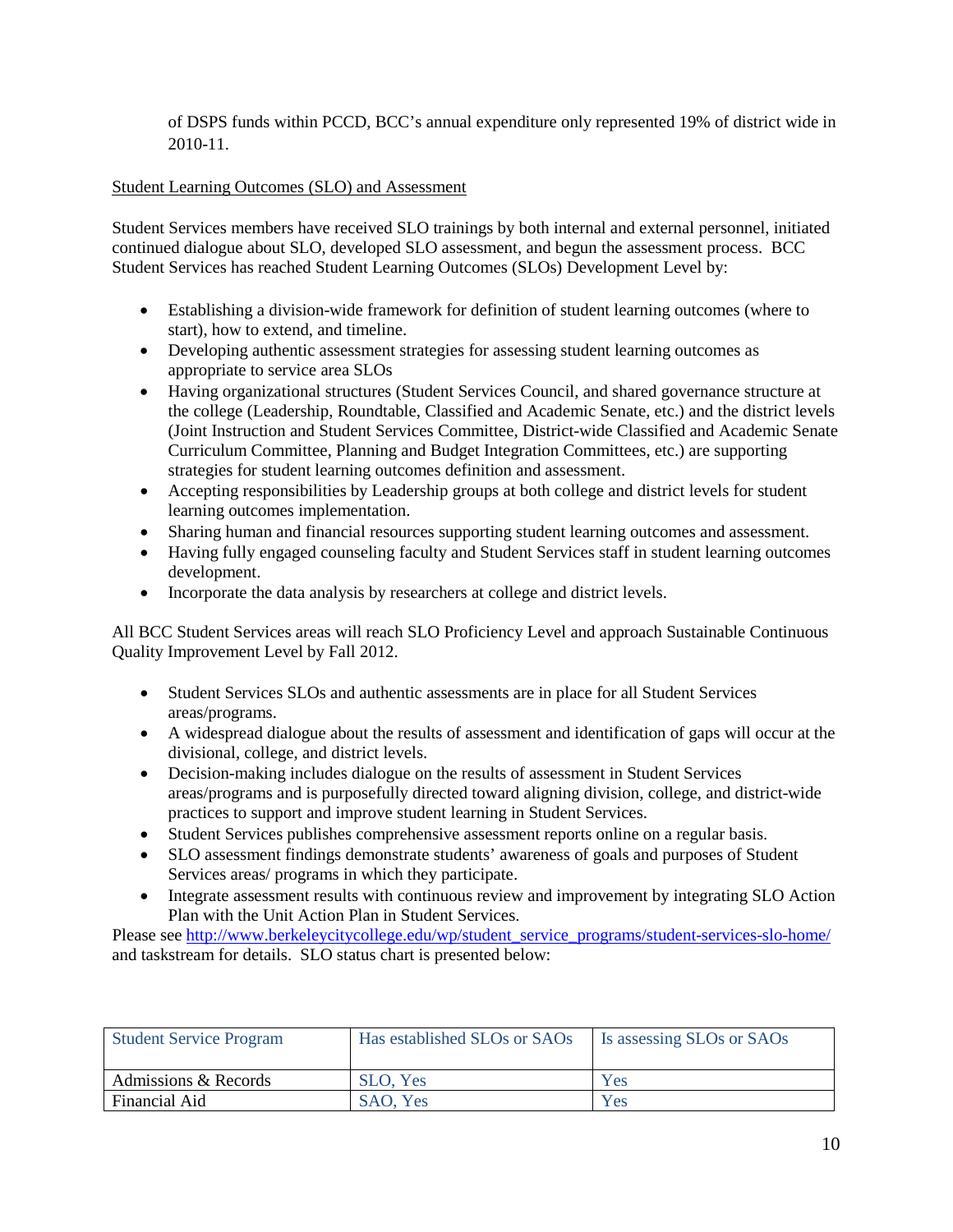of DSPS funds within PCCD, BCC's annual expenditure only represented 19% of district wide in 2010-11.

Student Learning Outcomes (SLO) and Assessment

Student Services members have received SLO trainings by both internal and external personnel, initiated continued dialogue about SLO, developed SLO assessment, and begun the assessment process. BCC Student Services has reached Student Learning Outcomes (SLOs) Development Level by:

- Establishing a division-wide framework for definition of student learning outcomes (where to start), how to extend, and timeline.
- Developing authentic assessment strategies for assessing student learning outcomes as appropriate to service area SLOs
- Having organizational structures (Student Services Council, and shared governance structure at the college (Leadership, Roundtable, Classified and Academic Senate, etc.) and the district levels (Joint Instruction and Student Services Committee, District-wide Classified and Academic Senate Curriculum Committee, Planning and Budget Integration Committees, etc.) are supporting strategies for student learning outcomes definition and assessment.
- Accepting responsibilities by Leadership groups at both college and district levels for student learning outcomes implementation.
- Sharing human and financial resources supporting student learning outcomes and assessment.
- Having fully engaged counseling faculty and Student Services staff in student learning outcomes development.
- Incorporate the data analysis by researchers at college and district levels.

All BCC Student Services areas will reach SLO Proficiency Level and approach Sustainable Continuous Quality Improvement Level by Fall 2012.

- Student Services SLOs and authentic assessments are in place for all Student Services areas/programs.
- A widespread dialogue about the results of assessment and identification of gaps will occur at the divisional, college, and district levels.
- Decision-making includes dialogue on the results of assessment in Student Services areas/programs and is purposefully directed toward aligning division, college, and district-wide practices to support and improve student learning in Student Services.
- Student Services publishes comprehensive assessment reports online on a regular basis.
- SLO assessment findings demonstrate students' awareness of goals and purposes of Student Services areas/ programs in which they participate.
- Integrate assessment results with continuous review and improvement by integrating SLO Action Plan with the Unit Action Plan in Student Services.

Please see http://www.berkeleycitycollege.edu/wp/student_service_programs/student-services-slo-home/ and taskstream for details. SLO status chart is presented below:

| Student Service Program | Has established SLOs or SAOs | Is assessing SLOs or SAOs |
|---|---|---|
| Admissions & Records | SLO, Yes | Yes |
| Financial Aid | SAO, Yes | Yes |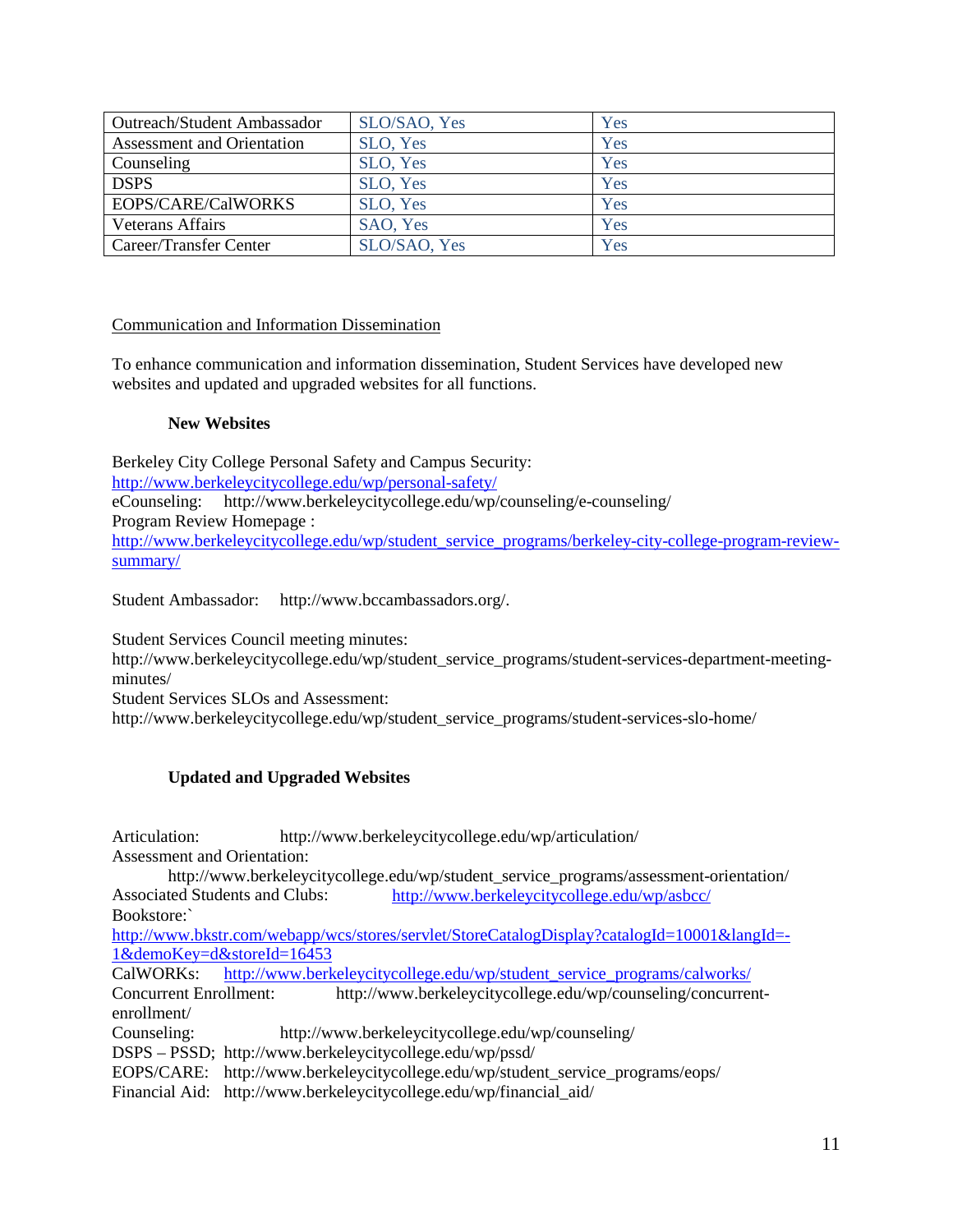| Outreach/Student Ambassador | SLO/SAO, Yes | Yes |
|---|---|---|
| Assessment and Orientation | SLO, Yes | Yes |
| Counseling | SLO, Yes | Yes |
| DSPS | SLO, Yes | Yes |
| EOPS/CARE/CalWORKS | SLO, Yes | Yes |
| Veterans Affairs | SAO, Yes | Yes |
| Career/Transfer Center | SLO/SAO, Yes | Yes |

Communication and Information Dissemination

To enhance communication and information dissemination, Student Services have developed new websites and updated and upgraded websites for all functions.

**New Websites**

Berkeley City College Personal Safety and Campus Security:
http://www.berkeleycitycollege.edu/wp/personal-safety/
eCounseling: http://www.berkeleycitycollege.edu/wp/counseling/e-counseling/
Program Review Homepage :
http://www.berkeleycitycollege.edu/wp/student_service_programs/berkeley-city-college-program-review-summary/

Student Ambassador: http://www.bccambassadors.org/.

Student Services Council meeting minutes:
http://www.berkeleycitycollege.edu/wp/student_service_programs/student-services-department-meeting-minutes/
Student Services SLOs and Assessment:
http://www.berkeleycitycollege.edu/wp/student_service_programs/student-services-slo-home/

**Updated and Upgraded Websites**

Articulation: http://www.berkeleycitycollege.edu/wp/articulation/
Assessment and Orientation:
http://www.berkeleycitycollege.edu/wp/student_service_programs/assessment-orientation/
Associated Students and Clubs: http://www.berkeleycitycollege.edu/wp/asbcc/
Bookstore:`
http://www.bkstr.com/webapp/wcs/stores/servlet/StoreCatalogDisplay?catalogId=10001&langId=-1&demoKey=d&storeId=16453
CalWORKs: http://www.berkeleycitycollege.edu/wp/student_service_programs/calworks/
Concurrent Enrollment: http://www.berkeleycitycollege.edu/wp/counseling/concurrent-enrollment/
Counseling: http://www.berkeleycitycollege.edu/wp/counseling/
DSPS – PSSD; http://www.berkeleycitycollege.edu/wp/pssd/
EOPS/CARE: http://www.berkeleycitycollege.edu/wp/student_service_programs/eops/
Financial Aid: http://www.berkeleycitycollege.edu/wp/financial_aid/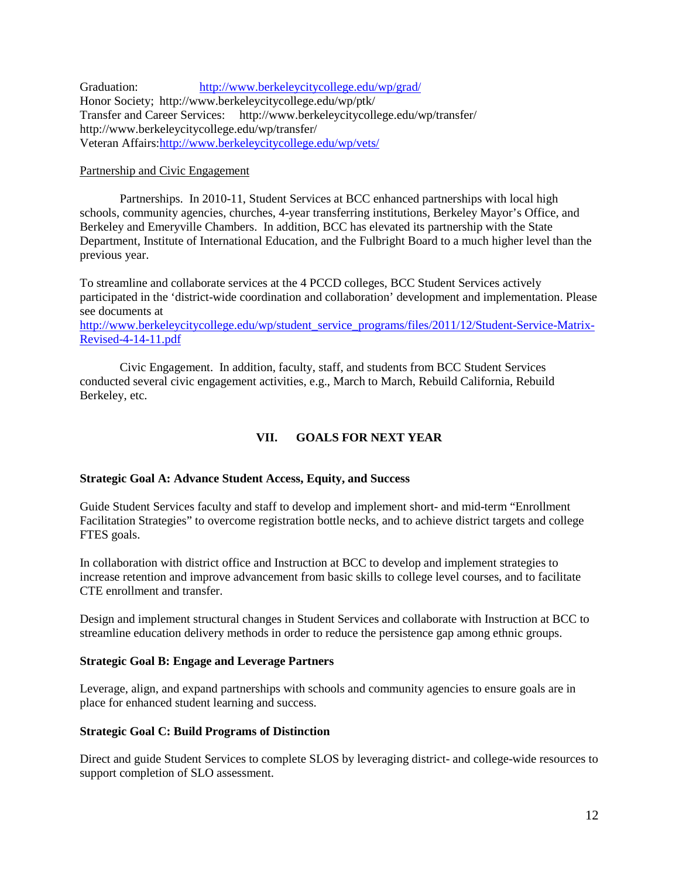Graduation: http://www.berkeleycitycollege.edu/wp/grad/
Honor Society; http://www.berkeleycitycollege.edu/wp/ptk/
Transfer and Career Services: http://www.berkeleycitycollege.edu/wp/transfer/
http://www.berkeleycitycollege.edu/wp/transfer/
Veteran Affairs:http://www.berkeleycitycollege.edu/wp/vets/

Partnership and Civic Engagement

Partnerships. In 2010-11, Student Services at BCC enhanced partnerships with local high schools, community agencies, churches, 4-year transferring institutions, Berkeley Mayor's Office, and Berkeley and Emeryville Chambers. In addition, BCC has elevated its partnership with the State Department, Institute of International Education, and the Fulbright Board to a much higher level than the previous year.

To streamline and collaborate services at the 4 PCCD colleges, BCC Student Services actively participated in the 'district-wide coordination and collaboration' development and implementation. Please see documents at http://www.berkeleycitycollege.edu/wp/student_service_programs/files/2011/12/Student-Service-Matrix-Revised-4-14-11.pdf

Civic Engagement. In addition, faculty, staff, and students from BCC Student Services conducted several civic engagement activities, e.g., March to March, Rebuild California, Rebuild Berkeley, etc.

## VII. GOALS FOR NEXT YEAR

**Strategic Goal A: Advance Student Access, Equity, and Success**

Guide Student Services faculty and staff to develop and implement short- and mid-term "Enrollment Facilitation Strategies" to overcome registration bottle necks, and to achieve district targets and college FTES goals.

In collaboration with district office and Instruction at BCC to develop and implement strategies to increase retention and improve advancement from basic skills to college level courses, and to facilitate CTE enrollment and transfer.

Design and implement structural changes in Student Services and collaborate with Instruction at BCC to streamline education delivery methods in order to reduce the persistence gap among ethnic groups.

**Strategic Goal B: Engage and Leverage Partners**

Leverage, align, and expand partnerships with schools and community agencies to ensure goals are in place for enhanced student learning and success.

**Strategic Goal C: Build Programs of Distinction**

Direct and guide Student Services to complete SLOS by leveraging district- and college-wide resources to support completion of SLO assessment.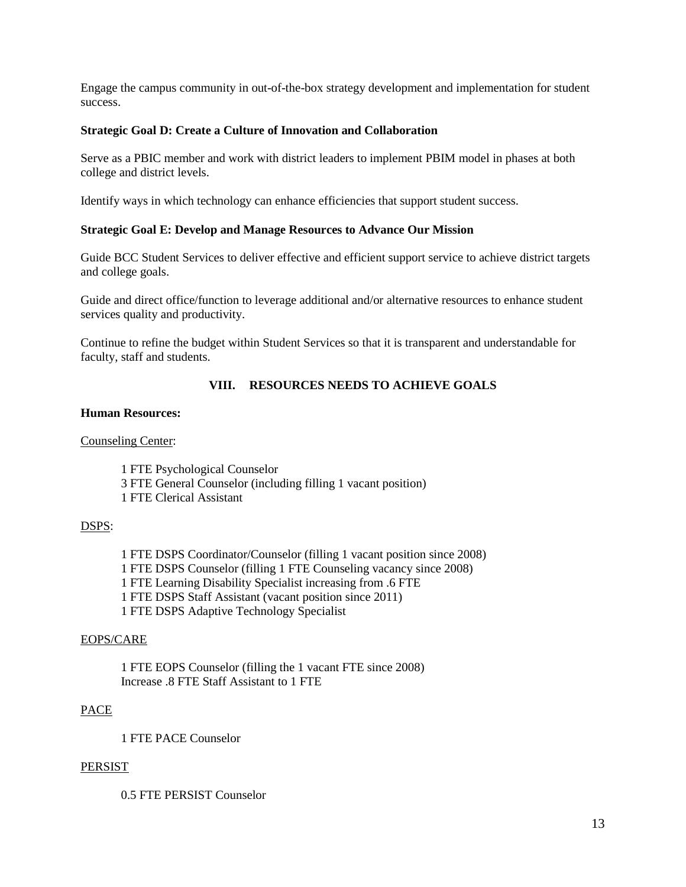Engage the campus community in out-of-the-box strategy development and implementation for student success.

**Strategic Goal D: Create a Culture of Innovation and Collaboration**

Serve as a PBIC member and work with district leaders to implement PBIM model in phases at both college and district levels.

Identify ways in which technology can enhance efficiencies that support student success.

**Strategic Goal E: Develop and Manage Resources to Advance Our Mission**

Guide BCC Student Services to deliver effective and efficient support service to achieve district targets and college goals.

Guide and direct office/function to leverage additional and/or alternative resources to enhance student services quality and productivity.

Continue to refine the budget within Student Services so that it is transparent and understandable for faculty, staff and students.

## VIII. RESOURCES NEEDS TO ACHIEVE GOALS

**Human Resources:**

Counseling Center:

- 1 FTE Psychological Counselor
- 3 FTE General Counselor (including filling 1 vacant position)
- 1 FTE Clerical Assistant

DSPS:

- 1 FTE DSPS Coordinator/Counselor (filling 1 vacant position since 2008)
- 1 FTE DSPS Counselor (filling 1 FTE Counseling vacancy since 2008)
- 1 FTE Learning Disability Specialist increasing from .6 FTE
- 1 FTE DSPS Staff Assistant (vacant position since 2011)
- 1 FTE DSPS Adaptive Technology Specialist

EOPS/CARE

- 1 FTE EOPS Counselor (filling the 1 vacant FTE since 2008)
- Increase .8 FTE Staff Assistant to 1 FTE

PACE

- 1 FTE PACE Counselor

PERSIST

- 0.5 FTE PERSIST Counselor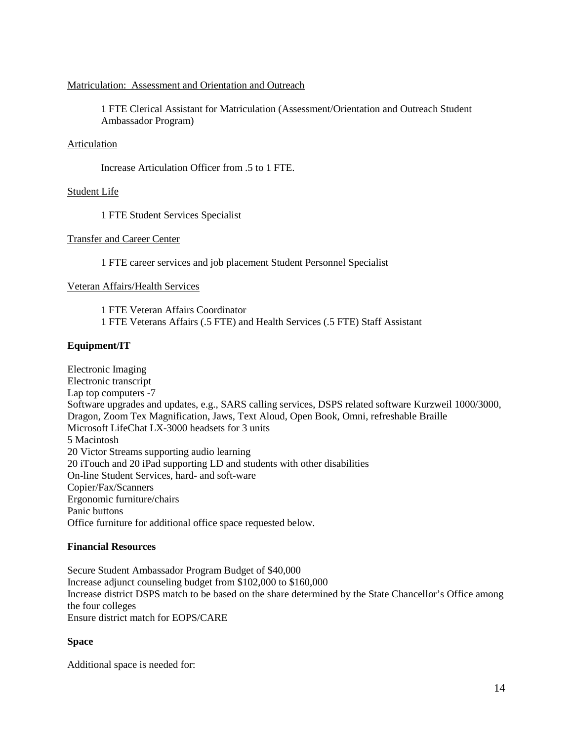Matriculation: Assessment and Orientation and Outreach

1 FTE Clerical Assistant for Matriculation (Assessment/Orientation and Outreach Student Ambassador Program)

Articulation

Increase Articulation Officer from .5 to 1 FTE.

Student Life

1 FTE Student Services Specialist

Transfer and Career Center

1 FTE career services and job placement Student Personnel Specialist

Veteran Affairs/Health Services

1 FTE Veteran Affairs Coordinator
1 FTE Veterans Affairs (.5 FTE) and Health Services (.5 FTE) Staff Assistant

**Equipment/IT**

Electronic Imaging
Electronic transcript
Lap top computers -7
Software upgrades and updates, e.g., SARS calling services, DSPS related software Kurzweil 1000/3000, Dragon, Zoom Tex Magnification, Jaws, Text Aloud, Open Book, Omni, refreshable Braille
Microsoft LifeChat LX-3000 headsets for 3 units
5 Macintosh
20 Victor Streams supporting audio learning
20 iTouch and 20 iPad supporting LD and students with other disabilities
On-line Student Services, hard- and soft-ware
Copier/Fax/Scanners
Ergonomic furniture/chairs
Panic buttons
Office furniture for additional office space requested below.

**Financial Resources**

Secure Student Ambassador Program Budget of $40,000
Increase adjunct counseling budget from $102,000 to $160,000
Increase district DSPS match to be based on the share determined by the State Chancellor's Office among the four colleges
Ensure district match for EOPS/CARE

**Space**

Additional space is needed for: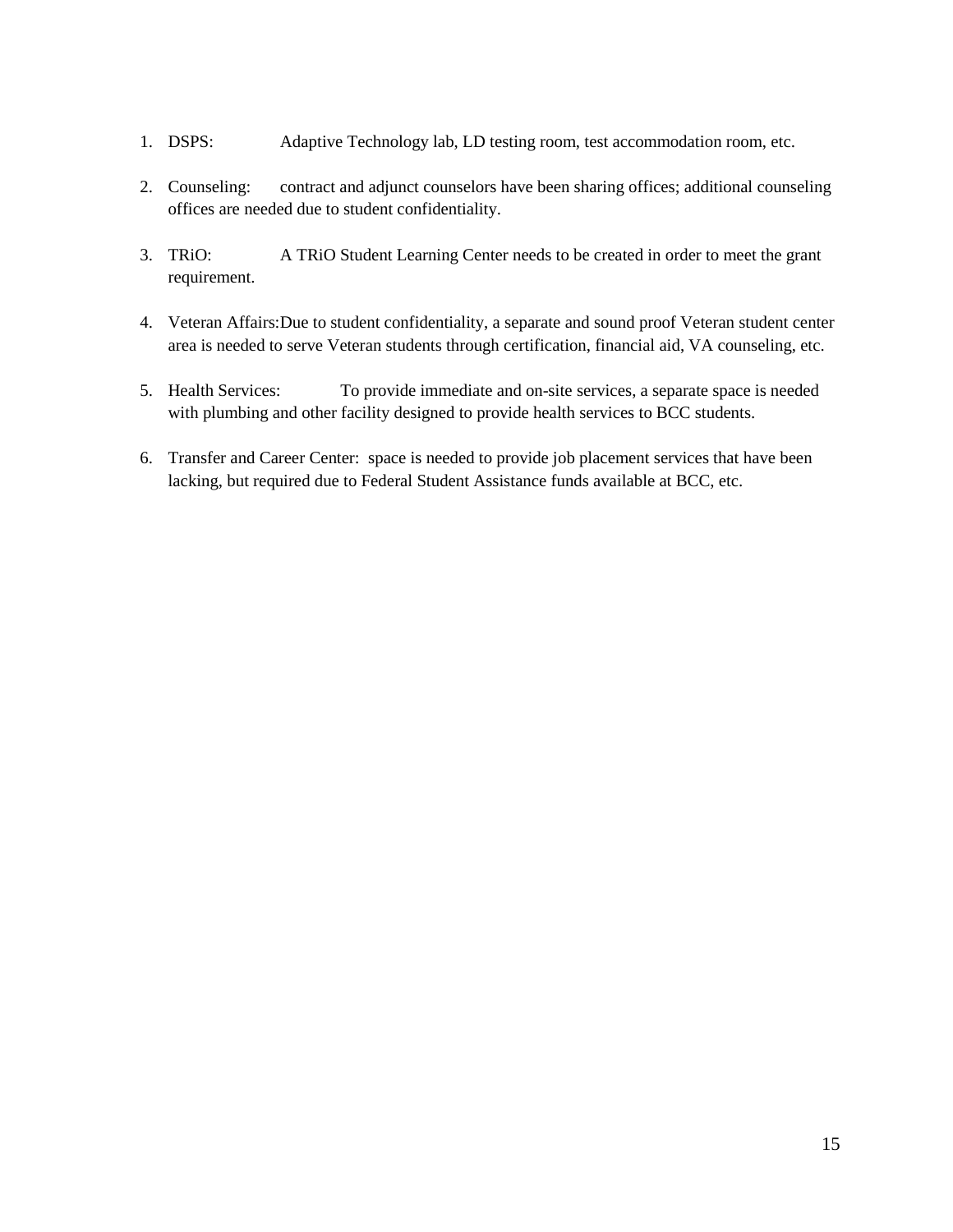1. DSPS: Adaptive Technology lab, LD testing room, test accommodation room, etc.

2. Counseling: contract and adjunct counselors have been sharing offices; additional counseling offices are needed due to student confidentiality.

3. TRiO: A TRiO Student Learning Center needs to be created in order to meet the grant requirement.

4. Veteran Affairs:Due to student confidentiality, a separate and sound proof Veteran student center area is needed to serve Veteran students through certification, financial aid, VA counseling, etc.

5. Health Services: To provide immediate and on-site services, a separate space is needed with plumbing and other facility designed to provide health services to BCC students.

6. Transfer and Career Center: space is needed to provide job placement services that have been lacking, but required due to Federal Student Assistance funds available at BCC, etc.